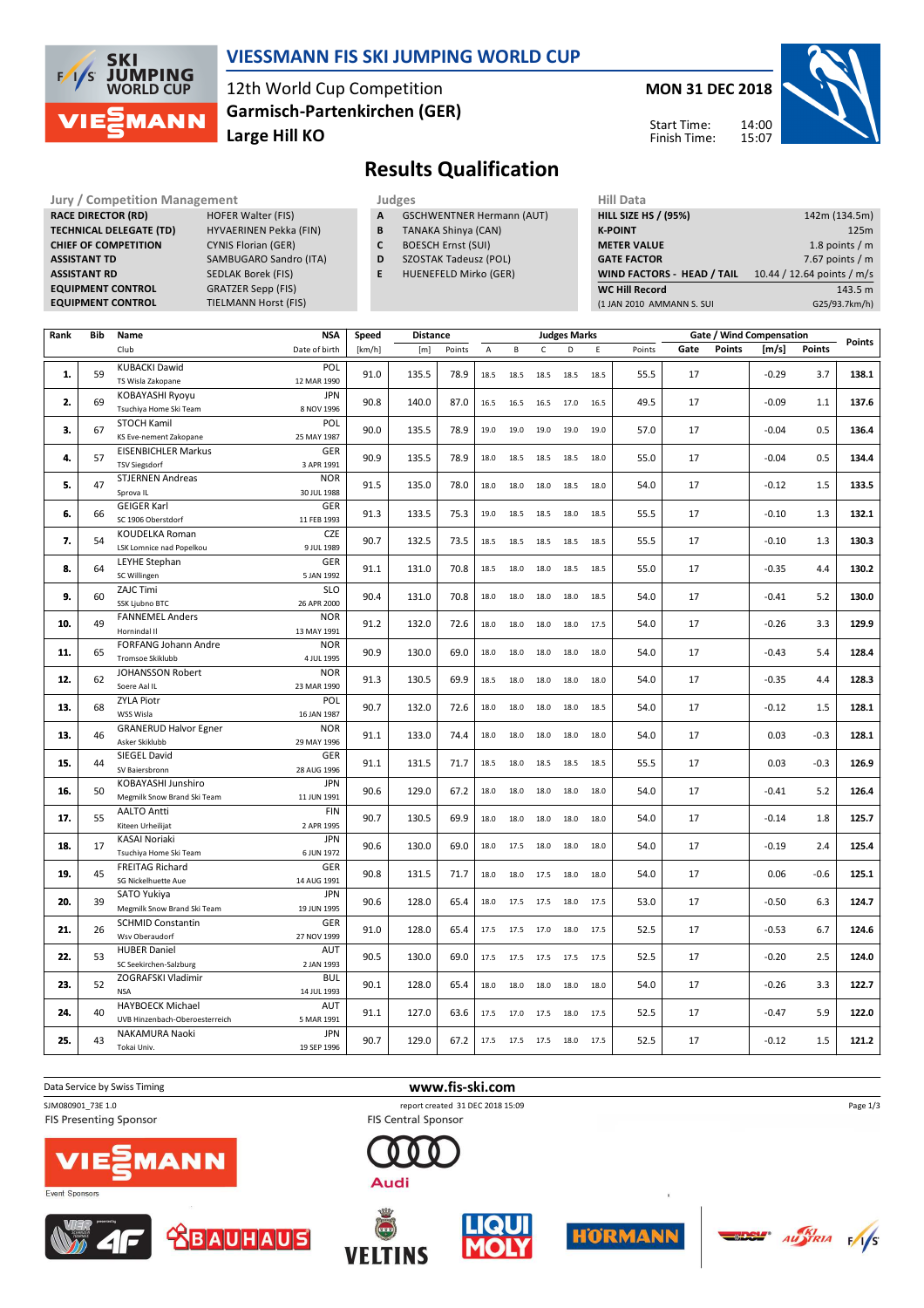# VIESSMANN FIS SKI JUMPING WORLD CUP

12th World Cup Competition
Garmisch-Partenkirchen (GER)
Large Hill KO

**MON 31 DEC 2018**

Start Time: 14:00
Finish Time: 15:07

## Results Qualification

| Jury / Competition Management | |
|---|---|
| RACE DIRECTOR (RD) | HOFER Walter (FIS) |
| TECHNICAL DELEGATE (TD) | HYVAERINEN Pekka (FIN) |
| CHIEF OF COMPETITION | CYNIS Florian (GER) |
| ASSISTANT TD | SAMBUGARO Sandro (ITA) |
| ASSISTANT RD | SEDLAK Borek (FIS) |
| EQUIPMENT CONTROL | GRATZER Sepp (FIS) |
| EQUIPMENT CONTROL | TIELMANN Horst (FIS) |

| Judges | |
|---|---|
| A | GSCHWENTNER Hermann (AUT) |
| B | TANAKA Shinya (CAN) |
| C | BOESCH Ernst (SUI) |
| D | SZOSTAK Tadeusz (POL) |
| E | HUENEFELD Mirko (GER) |

| Hill Data | |
|---|---|
| HILL SIZE HS / (95%) | 142m (134.5m) |
| K-POINT | 125m |
| METER VALUE | 1.8 points / m |
| GATE FACTOR | 7.67 points / m |
| WIND FACTORS - HEAD / TAIL | 10.44 / 12.64 points / m/s |
| WC Hill Record | 143.5 m |
| (1 JAN 2010 AMMANN S. SUI | G25/93.7km/h) |

| Rank | Bib | Name / Club | NSA / Date of birth | Speed [km/h] | Distance [m] | Distance Points | A | B | C | D | E | Judges Points | Gate | Gate Points | Wind [m/s] | Wind Points | Points |
|---|---|---|---|---|---|---|---|---|---|---|---|---|---|---|---|---|---|
| 1. | 59 | KUBACKI Dawid / TS Wisla Zakopane | POL / 12 MAR 1990 | 91.0 | 135.5 | 78.9 | 18.5 | 18.5 | 18.5 | 18.5 | 18.5 | 55.5 | 17 | | -0.29 | 3.7 | 138.1 |
| 2. | 69 | KOBAYASHI Ryoyu / Tsuchiya Home Ski Team | JPN / 8 NOV 1996 | 90.8 | 140.0 | 87.0 | 16.5 | 16.5 | 16.5 | 17.0 | 16.5 | 49.5 | 17 | | -0.09 | 1.1 | 137.6 |
| 3. | 67 | STOCH Kamil / KS Eve-nement Zakopane | POL / 25 MAY 1987 | 90.0 | 135.5 | 78.9 | 19.0 | 19.0 | 19.0 | 19.0 | 19.0 | 57.0 | 17 | | -0.04 | 0.5 | 136.4 |
| 4. | 57 | EISENBICHLER Markus / TSV Siegsdorf | GER / 3 APR 1991 | 90.9 | 135.5 | 78.9 | 18.0 | 18.5 | 18.5 | 18.5 | 18.0 | 55.0 | 17 | | -0.04 | 0.5 | 134.4 |
| 5. | 47 | STJERNEN Andreas / Sprova IL | NOR / 30 JUL 1988 | 91.5 | 135.0 | 78.0 | 18.0 | 18.0 | 18.0 | 18.5 | 18.0 | 54.0 | 17 | | -0.12 | 1.5 | 133.5 |
| 6. | 66 | GEIGER Karl / SC 1906 Oberstdorf | GER / 11 FEB 1993 | 91.3 | 133.5 | 75.3 | 19.0 | 18.5 | 18.5 | 18.0 | 18.5 | 55.5 | 17 | | -0.10 | 1.3 | 132.1 |
| 7. | 54 | KOUDELKA Roman / LSK Lomnice nad Popelkou | CZE / 9 JUL 1989 | 90.7 | 132.5 | 73.5 | 18.5 | 18.5 | 18.5 | 18.5 | 18.5 | 55.5 | 17 | | -0.10 | 1.3 | 130.3 |
| 8. | 64 | LEYHE Stephan / SC Willingen | GER / 5 JAN 1992 | 91.1 | 131.0 | 70.8 | 18.5 | 18.0 | 18.0 | 18.5 | 18.5 | 55.0 | 17 | | -0.35 | 4.4 | 130.2 |
| 9. | 60 | ZAJC Timi / SSK Ljubno BTC | SLO / 26 APR 2000 | 90.4 | 131.0 | 70.8 | 18.0 | 18.0 | 18.0 | 18.0 | 18.5 | 54.0 | 17 | | -0.41 | 5.2 | 130.0 |
| 10. | 49 | FANNEMEL Anders / Hornindal Il | NOR / 13 MAY 1991 | 91.2 | 132.0 | 72.6 | 18.0 | 18.0 | 18.0 | 18.0 | 17.5 | 54.0 | 17 | | -0.26 | 3.3 | 129.9 |
| 11. | 65 | FORFANG Johann Andre / Tromsoe Skiklubb | NOR / 4 JUL 1995 | 90.9 | 130.0 | 69.0 | 18.0 | 18.0 | 18.0 | 18.0 | 18.0 | 54.0 | 17 | | -0.43 | 5.4 | 128.4 |
| 12. | 62 | JOHANSSON Robert / Soere Aal IL | NOR / 23 MAR 1990 | 91.3 | 130.5 | 69.9 | 18.5 | 18.0 | 18.0 | 18.0 | 18.0 | 54.0 | 17 | | -0.35 | 4.4 | 128.3 |
| 13. | 68 | ZYLA Piotr / WSS Wisla | POL / 16 JAN 1987 | 90.7 | 132.0 | 72.6 | 18.0 | 18.0 | 18.0 | 18.0 | 18.5 | 54.0 | 17 | | -0.12 | 1.5 | 128.1 |
| 13. | 46 | GRANERUD Halvor Egner / Asker Skiklubb | NOR / 29 MAY 1996 | 91.1 | 133.0 | 74.4 | 18.0 | 18.0 | 18.0 | 18.0 | 18.0 | 54.0 | 17 | | 0.03 | -0.3 | 128.1 |
| 15. | 44 | SIEGEL David / SV Baiersbronn | GER / 28 AUG 1996 | 91.1 | 131.5 | 71.7 | 18.5 | 18.0 | 18.5 | 18.5 | 18.5 | 55.5 | 17 | | 0.03 | -0.3 | 126.9 |
| 16. | 50 | KOBAYASHI Junshiro / Megmilk Snow Brand Ski Team | JPN / 11 JUN 1991 | 90.6 | 129.0 | 67.2 | 18.0 | 18.0 | 18.0 | 18.0 | 18.0 | 54.0 | 17 | | -0.41 | 5.2 | 126.4 |
| 17. | 55 | AALTO Antti / Kiteen Urheilijat | FIN / 2 APR 1995 | 90.7 | 130.5 | 69.9 | 18.0 | 18.0 | 18.0 | 18.0 | 18.0 | 54.0 | 17 | | -0.14 | 1.8 | 125.7 |
| 18. | 17 | KASAI Noriaki / Tsuchiya Home Ski Team | JPN / 6 JUN 1972 | 90.6 | 130.0 | 69.0 | 18.0 | 17.5 | 18.0 | 18.0 | 18.0 | 54.0 | 17 | | -0.19 | 2.4 | 125.4 |
| 19. | 45 | FREITAG Richard / SG Nickelhuette Aue | GER / 14 AUG 1991 | 90.8 | 131.5 | 71.7 | 18.0 | 18.0 | 17.5 | 18.0 | 18.0 | 54.0 | 17 | | 0.06 | -0.6 | 125.1 |
| 20. | 39 | SATO Yukiya / Megmilk Snow Brand Ski Team | JPN / 19 JUN 1995 | 90.6 | 128.0 | 65.4 | 18.0 | 17.5 | 17.5 | 18.0 | 17.5 | 53.0 | 17 | | -0.50 | 6.3 | 124.7 |
| 21. | 26 | SCHMID Constantin / Wsv Oberaudorf | GER / 27 NOV 1999 | 91.0 | 128.0 | 65.4 | 17.5 | 17.5 | 17.0 | 18.0 | 17.5 | 52.5 | 17 | | -0.53 | 6.7 | 124.6 |
| 22. | 53 | HUBER Daniel / SC Seekirchen-Salzburg | AUT / 2 JAN 1993 | 90.5 | 130.0 | 69.0 | 17.5 | 17.5 | 17.5 | 17.5 | 17.5 | 52.5 | 17 | | -0.20 | 2.5 | 124.0 |
| 23. | 52 | ZOGRAFSKI Vladimir / NSA | BUL / 14 JUL 1993 | 90.1 | 128.0 | 65.4 | 18.0 | 18.0 | 18.0 | 18.0 | 18.0 | 54.0 | 17 | | -0.26 | 3.3 | 122.7 |
| 24. | 40 | HAYBOECK Michael / UVB Hinzenbach-Oberoesterreich | AUT / 5 MAR 1991 | 91.1 | 127.0 | 63.6 | 17.5 | 17.0 | 17.5 | 18.0 | 17.5 | 52.5 | 17 | | -0.47 | 5.9 | 122.0 |
| 25. | 43 | NAKAMURA Naoki / Tokai Univ. | JPN / 19 SEP 1996 | 90.7 | 129.0 | 67.2 | 17.5 | 17.5 | 17.5 | 18.0 | 17.5 | 52.5 | 17 | | -0.12 | 1.5 | 121.2 |

Data Service by Swiss Timing — www.fis-ski.com

SJM080901_73E 1.0 — report created 31 DEC 2018 15:09

FIS Presenting Sponsor — FIS Central Sponsor — Event Sponsors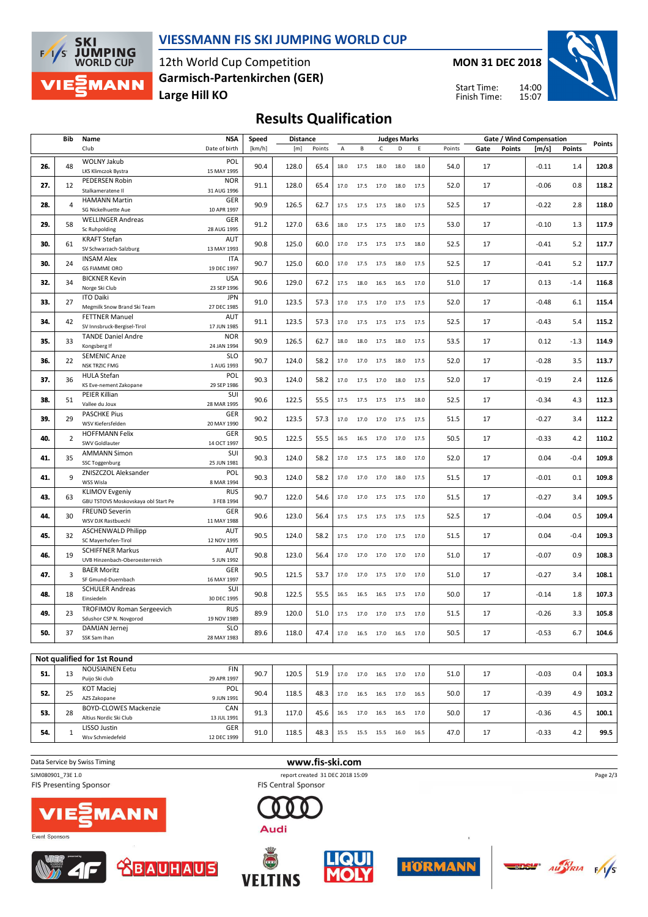# VIESSMANN FIS SKI JUMPING WORLD CUP

12th World Cup Competition
**Garmisch-Partenkirchen (GER)**
**Large Hill KO**

**MON 31 DEC 2018**

Start Time: 14:00
Finish Time: 15:07

## Results Qualification

| | Bib | Name / Club | NSA / Date of birth | Speed [km/h] | Distance [m] | Distance Points | A | B | C | D | E | Judges Points | Gate | Gate Points | Wind [m/s] | Wind Points | Points |
|---|---|---|---|---|---|---|---|---|---|---|---|---|---|---|---|---|---|
| 26. | 48 | WOLNY Jakub<br>LKS Klimczok Bystra | POL<br>15 MAY 1995 | 90.4 | 128.0 | 65.4 | 18.0 | 17.5 | 18.0 | 18.0 | 18.0 | 54.0 | 17 | | -0.11 | 1.4 | 120.8 |
| 27. | 12 | PEDERSEN Robin<br>Stalkameratene Il | NOR<br>31 AUG 1996 | 91.1 | 128.0 | 65.4 | 17.0 | 17.5 | 17.0 | 18.0 | 17.5 | 52.0 | 17 | | -0.06 | 0.8 | 118.2 |
| 28. | 4 | HAMANN Martin<br>SG Nickelhuette Aue | GER<br>10 APR 1997 | 90.9 | 126.5 | 62.7 | 17.5 | 17.5 | 17.5 | 18.0 | 17.5 | 52.5 | 17 | | -0.22 | 2.8 | 118.0 |
| 29. | 58 | WELLINGER Andreas<br>Sc Ruhpolding | GER<br>28 AUG 1995 | 91.2 | 127.0 | 63.6 | 18.0 | 17.5 | 17.5 | 18.0 | 17.5 | 53.0 | 17 | | -0.10 | 1.3 | 117.9 |
| 30. | 61 | KRAFT Stefan<br>SV Schwarzach-Salzburg | AUT<br>13 MAY 1993 | 90.8 | 125.0 | 60.0 | 17.0 | 17.5 | 17.5 | 17.5 | 18.0 | 52.5 | 17 | | -0.41 | 5.2 | 117.7 |
| 30. | 24 | INSAM Alex<br>GS FIAMME ORO | ITA<br>19 DEC 1997 | 90.7 | 125.0 | 60.0 | 17.0 | 17.5 | 17.5 | 18.0 | 17.5 | 52.5 | 17 | | -0.41 | 5.2 | 117.7 |
| 32. | 34 | BICKNER Kevin<br>Norge Ski Club | USA<br>23 SEP 1996 | 90.6 | 129.0 | 67.2 | 17.5 | 18.0 | 16.5 | 16.5 | 17.0 | 51.0 | 17 | | 0.13 | -1.4 | 116.8 |
| 33. | 27 | ITO Daiki<br>Megmilk Snow Brand Ski Team | JPN<br>27 DEC 1985 | 91.0 | 123.5 | 57.3 | 17.0 | 17.5 | 17.0 | 17.5 | 17.5 | 52.0 | 17 | | -0.48 | 6.1 | 115.4 |
| 34. | 42 | FETTNER Manuel<br>SV Innsbruck-Bergisel-Tirol | AUT<br>17 JUN 1985 | 91.1 | 123.5 | 57.3 | 17.0 | 17.5 | 17.5 | 17.5 | 17.5 | 52.5 | 17 | | -0.43 | 5.4 | 115.2 |
| 35. | 33 | TANDE Daniel Andre<br>Kongsberg If | NOR<br>24 JAN 1994 | 90.9 | 126.5 | 62.7 | 18.0 | 18.0 | 17.5 | 18.0 | 17.5 | 53.5 | 17 | | 0.12 | -1.3 | 114.9 |
| 36. | 22 | SEMENIC Anze<br>NSK TRZIC FMG | SLO<br>1 AUG 1993 | 90.7 | 124.0 | 58.2 | 17.0 | 17.0 | 17.5 | 18.0 | 17.5 | 52.0 | 17 | | -0.28 | 3.5 | 113.7 |
| 37. | 36 | HULA Stefan<br>KS Eve-nement Zakopane | POL<br>29 SEP 1986 | 90.3 | 124.0 | 58.2 | 17.0 | 17.5 | 17.0 | 18.0 | 17.5 | 52.0 | 17 | | -0.19 | 2.4 | 112.6 |
| 38. | 51 | PEIER Killian<br>Vallee du Joux | SUI<br>28 MAR 1995 | 90.6 | 122.5 | 55.5 | 17.5 | 17.5 | 17.5 | 17.5 | 18.0 | 52.5 | 17 | | -0.34 | 4.3 | 112.3 |
| 39. | 29 | PASCHKE Pius<br>WSV Kiefersfelden | GER<br>20 MAY 1990 | 90.2 | 123.5 | 57.3 | 17.0 | 17.0 | 17.0 | 17.5 | 17.5 | 51.5 | 17 | | -0.27 | 3.4 | 112.2 |
| 40. | 2 | HOFFMANN Felix<br>SWV Goldlauter | GER<br>14 OCT 1997 | 90.5 | 122.5 | 55.5 | 16.5 | 16.5 | 17.0 | 17.0 | 17.5 | 50.5 | 17 | | -0.33 | 4.2 | 110.2 |
| 41. | 35 | AMMANN Simon<br>SSC Toggenburg | SUI<br>25 JUN 1981 | 90.3 | 124.0 | 58.2 | 17.0 | 17.5 | 17.5 | 18.0 | 17.0 | 52.0 | 17 | | 0.04 | -0.4 | 109.8 |
| 41. | 9 | ZNISZCZOL Aleksander<br>WSS Wisla | POL<br>8 MAR 1994 | 90.3 | 124.0 | 58.2 | 17.0 | 17.0 | 17.0 | 18.0 | 17.5 | 51.5 | 17 | | -0.01 | 0.1 | 109.8 |
| 43. | 63 | KLIMOV Evgeniy<br>GBU TSTOVS Moskovskaya obl Start Pe | RUS<br>3 FEB 1994 | 90.7 | 122.0 | 54.6 | 17.0 | 17.0 | 17.5 | 17.5 | 17.0 | 51.5 | 17 | | -0.27 | 3.4 | 109.5 |
| 44. | 30 | FREUND Severin<br>WSV DJK Rastbuechl | GER<br>11 MAY 1988 | 90.6 | 123.0 | 56.4 | 17.5 | 17.5 | 17.5 | 17.5 | 17.5 | 52.5 | 17 | | -0.04 | 0.5 | 109.4 |
| 45. | 32 | ASCHENWALD Philipp<br>SC Mayerhofen-Tirol | AUT<br>12 NOV 1995 | 90.5 | 124.0 | 58.2 | 17.5 | 17.0 | 17.0 | 17.5 | 17.0 | 51.5 | 17 | | 0.04 | -0.4 | 109.3 |
| 46. | 19 | SCHIFFNER Markus<br>UVB Hinzenbach-Oberoesterreich | AUT<br>5 JUN 1992 | 90.8 | 123.0 | 56.4 | 17.0 | 17.0 | 17.0 | 17.0 | 17.0 | 51.0 | 17 | | -0.07 | 0.9 | 108.3 |
| 47. | 3 | BAER Moritz<br>SF Gmund-Duernbach | GER<br>16 MAY 1997 | 90.5 | 121.5 | 53.7 | 17.0 | 17.0 | 17.5 | 17.0 | 17.0 | 51.0 | 17 | | -0.27 | 3.4 | 108.1 |
| 48. | 18 | SCHULER Andreas<br>Einsiedeln | SUI<br>30 DEC 1995 | 90.8 | 122.5 | 55.5 | 16.5 | 16.5 | 16.5 | 17.5 | 17.0 | 50.0 | 17 | | -0.14 | 1.8 | 107.3 |
| 49. | 23 | TROFIMOV Roman Sergeevich<br>Sdushor CSP N. Novgorod | RUS<br>19 NOV 1989 | 89.9 | 120.0 | 51.0 | 17.5 | 17.0 | 17.0 | 17.5 | 17.0 | 51.5 | 17 | | -0.26 | 3.3 | 105.8 |
| 50. | 37 | DAMJAN Jernej<br>SSK Sam Ihan | SLO<br>28 MAY 1983 | 89.6 | 118.0 | 47.4 | 17.0 | 16.5 | 17.0 | 16.5 | 17.0 | 50.5 | 17 | | -0.53 | 6.7 | 104.6 |

### Not qualified for 1st Round

| | Bib | Name / Club | NSA / Date of birth | Speed [km/h] | Distance [m] | Distance Points | A | B | C | D | E | Judges Points | Gate | Gate Points | Wind [m/s] | Wind Points | Points |
|---|---|---|---|---|---|---|---|---|---|---|---|---|---|---|---|---|---|
| 51. | 13 | NOUSIAINEN Eetu<br>Puijo Ski club | FIN<br>29 APR 1997 | 90.7 | 120.5 | 51.9 | 17.0 | 17.0 | 16.5 | 17.0 | 17.0 | 51.0 | 17 | | -0.03 | 0.4 | 103.3 |
| 52. | 25 | KOT Maciej<br>AZS Zakopane | POL<br>9 JUN 1991 | 90.4 | 118.5 | 48.3 | 17.0 | 16.5 | 16.5 | 17.0 | 16.5 | 50.0 | 17 | | -0.39 | 4.9 | 103.2 |
| 53. | 28 | BOYD-CLOWES Mackenzie<br>Altius Nordic Ski Club | CAN<br>13 JUL 1991 | 91.3 | 117.0 | 45.6 | 16.5 | 17.0 | 16.5 | 16.5 | 17.0 | 50.0 | 17 | | -0.36 | 4.5 | 100.1 |
| 54. | 1 | LISSO Justin<br>Wsv Schmiedefeld | GER<br>12 DEC 1999 | 91.0 | 118.5 | 48.3 | 15.5 | 15.5 | 15.5 | 16.0 | 16.5 | 47.0 | 17 | | -0.33 | 4.2 | 99.5 |

Data Service by Swiss Timing — www.fis-ski.com

SJM080901_73E 1.0 — report created 31 DEC 2018 15:09

FIS Presenting Sponsor: VIESSMANN — FIS Central Sponsor: Audi

Event Sponsors: 4F, BAUHAUS, VELTINS, LIQUI MOLY, HÖRMANN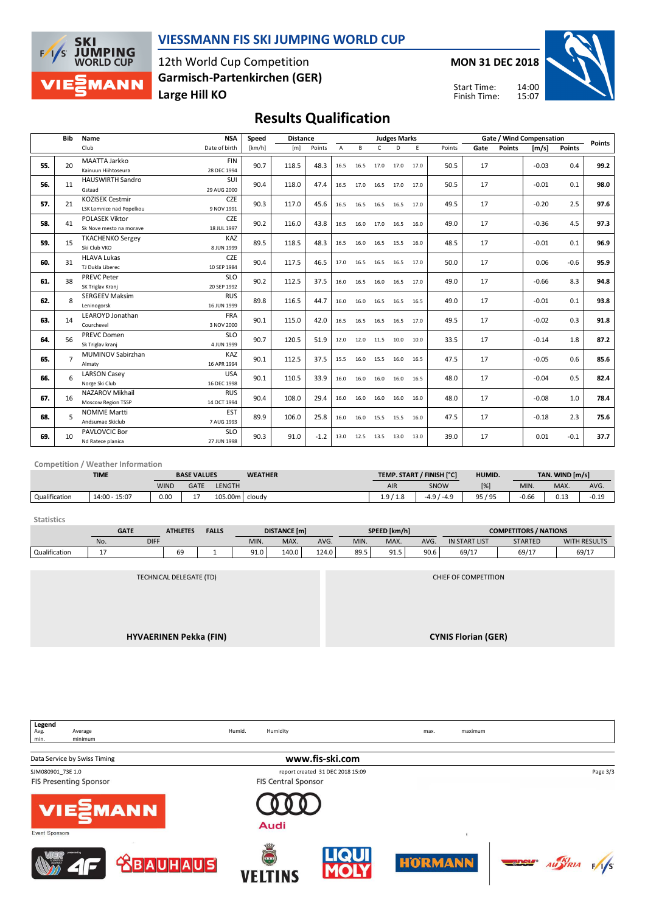# VIESSMANN FIS SKI JUMPING WORLD CUP

12th World Cup Competition
**Garmisch-Partenkirchen (GER)**
**Large Hill KO**

**MON 31 DEC 2018**

Start Time: 14:00
Finish Time: 15:07

## Results Qualification

| | Bib | Name / Club | NSA / Date of birth | Speed [km/h] | Distance [m] | Distance Points | A | B | C | D | E | Judges Points | Gate | Gate Points | Wind [m/s] | Wind Points | Points |
|---|---|---|---|---|---|---|---|---|---|---|---|---|---|---|---|---|---|
| 55. | 20 | MAATTA Jarkko / Kainuun Hiihtoseura | FIN / 28 DEC 1994 | 90.7 | 118.5 | 48.3 | 16.5 | 16.5 | 17.0 | 17.0 | 17.0 | 50.5 | 17 | | -0.03 | 0.4 | 99.2 |
| 56. | 11 | HAUSWIRTH Sandro / Gstaad | SUI / 29 AUG 2000 | 90.4 | 118.0 | 47.4 | 16.5 | 17.0 | 16.5 | 17.0 | 17.0 | 50.5 | 17 | | -0.01 | 0.1 | 98.0 |
| 57. | 21 | KOZISEK Cestmir / LSK Lomnice nad Popelkou | CZE / 9 NOV 1991 | 90.3 | 117.0 | 45.6 | 16.5 | 16.5 | 16.5 | 16.5 | 17.0 | 49.5 | 17 | | -0.20 | 2.5 | 97.6 |
| 58. | 41 | POLASEK Viktor / Sk Nove mesto na morave | CZE / 18 JUL 1997 | 90.2 | 116.0 | 43.8 | 16.5 | 16.0 | 17.0 | 16.5 | 16.0 | 49.0 | 17 | | -0.36 | 4.5 | 97.3 |
| 59. | 15 | TKACHENKO Sergey / Ski Club VKO | KAZ / 8 JUN 1999 | 89.5 | 118.5 | 48.3 | 16.5 | 16.0 | 16.5 | 15.5 | 16.0 | 48.5 | 17 | | -0.01 | 0.1 | 96.9 |
| 60. | 31 | HLAVA Lukas / TJ Dukla Liberec | CZE / 10 SEP 1984 | 90.4 | 117.5 | 46.5 | 17.0 | 16.5 | 16.5 | 16.5 | 17.0 | 50.0 | 17 | | 0.06 | -0.6 | 95.9 |
| 61. | 38 | PREVC Peter / SK Triglav Kranj | SLO / 20 SEP 1992 | 90.2 | 112.5 | 37.5 | 16.0 | 16.5 | 16.0 | 16.5 | 17.0 | 49.0 | 17 | | -0.66 | 8.3 | 94.8 |
| 62. | 8 | SERGEEV Maksim / Leninogorsk | RUS / 16 JUN 1999 | 89.8 | 116.5 | 44.7 | 16.0 | 16.0 | 16.5 | 16.5 | 16.5 | 49.0 | 17 | | -0.01 | 0.1 | 93.8 |
| 63. | 14 | LEAROYD Jonathan / Courchevel | FRA / 3 NOV 2000 | 90.1 | 115.0 | 42.0 | 16.5 | 16.5 | 16.5 | 16.5 | 17.0 | 49.5 | 17 | | -0.02 | 0.3 | 91.8 |
| 64. | 56 | PREVC Domen / Sk Triglav kranj | SLO / 4 JUN 1999 | 90.7 | 120.5 | 51.9 | 12.0 | 12.0 | 11.5 | 10.0 | 10.0 | 33.5 | 17 | | -0.14 | 1.8 | 87.2 |
| 65. | 7 | MUMINOV Sabirzhan / Almaty | KAZ / 16 APR 1994 | 90.1 | 112.5 | 37.5 | 15.5 | 16.0 | 15.5 | 16.0 | 16.5 | 47.5 | 17 | | -0.05 | 0.6 | 85.6 |
| 66. | 6 | LARSON Casey / Norge Ski Club | USA / 16 DEC 1998 | 90.1 | 110.5 | 33.9 | 16.0 | 16.0 | 16.0 | 16.0 | 16.5 | 48.0 | 17 | | -0.04 | 0.5 | 82.4 |
| 67. | 16 | NAZAROV Mikhail / Moscow Region TSSP | RUS / 14 OCT 1994 | 90.4 | 108.0 | 29.4 | 16.0 | 16.0 | 16.0 | 16.0 | 16.0 | 48.0 | 17 | | -0.08 | 1.0 | 78.4 |
| 68. | 5 | NOMME Martti / Andsumae Skiclub | EST / 7 AUG 1993 | 89.9 | 106.0 | 25.8 | 16.0 | 16.0 | 15.5 | 15.5 | 16.0 | 47.5 | 17 | | -0.18 | 2.3 | 75.6 |
| 69. | 10 | PAVLOVCIC Bor / Nd Ratece planica | SLO / 27 JUN 1998 | 90.3 | 91.0 | -1.2 | 13.0 | 12.5 | 13.5 | 13.0 | 13.0 | 39.0 | 17 | | 0.01 | -0.1 | 37.7 |

### Competition / Weather Information

| | TIME | BASE VALUES WIND | BASE VALUES GATE | BASE VALUES LENGTH | WEATHER | TEMP. AIR [°C] | TEMP. SNOW [°C] | HUMID. [%] | TAN. WIND MIN. [m/s] | TAN. WIND MAX. [m/s] | TAN. WIND AVG. [m/s] |
|---|---|---|---|---|---|---|---|---|---|---|---|
| Qualification | 14:00 - 15:07 | 0.00 | 17 | 105.00m | cloudy | 1.9 / 1.8 | -4.9 / -4.9 | 95 / 95 | -0.66 | 0.13 | -0.19 |

### Statistics

| | GATE No. | GATE DIFF | ATHLETES | FALLS | DISTANCE MIN. [m] | DISTANCE MAX. [m] | DISTANCE AVG. [m] | SPEED MIN. [km/h] | SPEED MAX. [km/h] | SPEED AVG. [km/h] | IN START LIST | STARTED | WITH RESULTS |
|---|---|---|---|---|---|---|---|---|---|---|---|---|---|
| Qualification | 17 | | 69 | 1 | 91.0 | 140.0 | 124.0 | 89.5 | 91.5 | 90.6 | 69/17 | 69/17 | 69/17 |

TECHNICAL DELEGATE (TD): **HYVAERINEN Pekka (FIN)**

CHIEF OF COMPETITION: **CYNIS Florian (GER)**

**Legend**
Avg. Average
min. minimum
Humid. Humidity
max. maximum

Data Service by Swiss Timing
www.fis-ski.com
SJM080901_73E 1.0
report created 31 DEC 2018 15:09

FIS Presenting Sponsor
FIS Central Sponsor
Event Sponsors